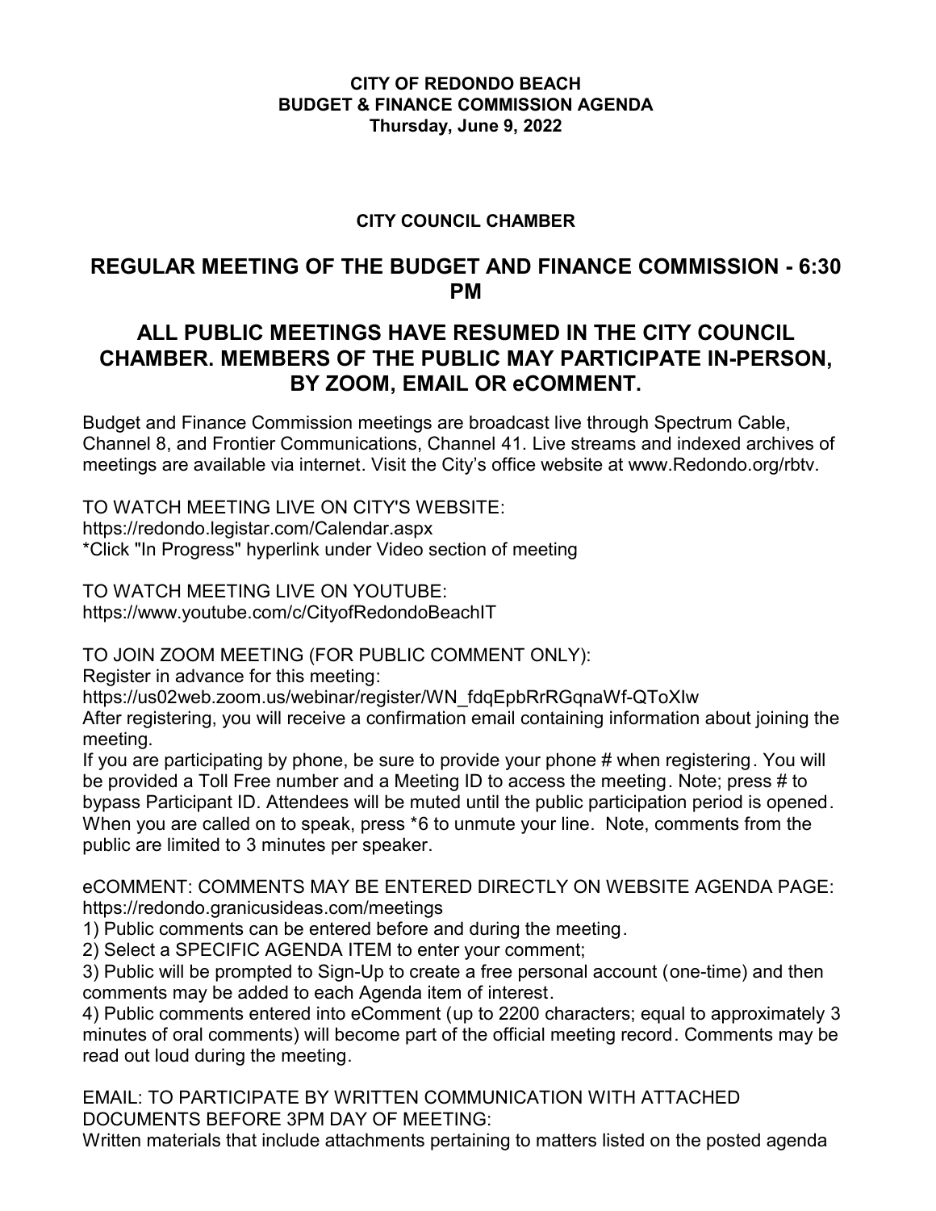**CITY OF REDONDO BEACH**
**BUDGET & FINANCE COMMISSION AGENDA**
**Thursday, June 9, 2022**

**CITY COUNCIL CHAMBER**

## REGULAR MEETING OF THE BUDGET AND FINANCE COMMISSION - 6:30 PM

## ALL PUBLIC MEETINGS HAVE RESUMED IN THE CITY COUNCIL CHAMBER. MEMBERS OF THE PUBLIC MAY PARTICIPATE IN-PERSON, BY ZOOM, EMAIL OR eCOMMENT.

Budget and Finance Commission meetings are broadcast live through Spectrum Cable, Channel 8, and Frontier Communications, Channel 41. Live streams and indexed archives of meetings are available via internet. Visit the City's office website at www.Redondo.org/rbtv.

TO WATCH MEETING LIVE ON CITY'S WEBSITE:
https://redondo.legistar.com/Calendar.aspx
*Click "In Progress" hyperlink under Video section of meeting

TO WATCH MEETING LIVE ON YOUTUBE:
https://www.youtube.com/c/CityofRedondoBeachIT

TO JOIN ZOOM MEETING (FOR PUBLIC COMMENT ONLY):
Register in advance for this meeting:
https://us02web.zoom.us/webinar/register/WN_fdqEpbRrRGqnaWf-QToXIw
After registering, you will receive a confirmation email containing information about joining the meeting.
If you are participating by phone, be sure to provide your phone # when registering. You will be provided a Toll Free number and a Meeting ID to access the meeting. Note; press # to bypass Participant ID. Attendees will be muted until the public participation period is opened. When you are called on to speak, press *6 to unmute your line. Note, comments from the public are limited to 3 minutes per speaker.

eCOMMENT: COMMENTS MAY BE ENTERED DIRECTLY ON WEBSITE AGENDA PAGE:
https://redondo.granicusideas.com/meetings
1) Public comments can be entered before and during the meeting.
2) Select a SPECIFIC AGENDA ITEM to enter your comment;
3) Public will be prompted to Sign-Up to create a free personal account (one-time) and then comments may be added to each Agenda item of interest.
4) Public comments entered into eComment (up to 2200 characters; equal to approximately 3 minutes of oral comments) will become part of the official meeting record. Comments may be read out loud during the meeting.

EMAIL: TO PARTICIPATE BY WRITTEN COMMUNICATION WITH ATTACHED DOCUMENTS BEFORE 3PM DAY OF MEETING:
Written materials that include attachments pertaining to matters listed on the posted agenda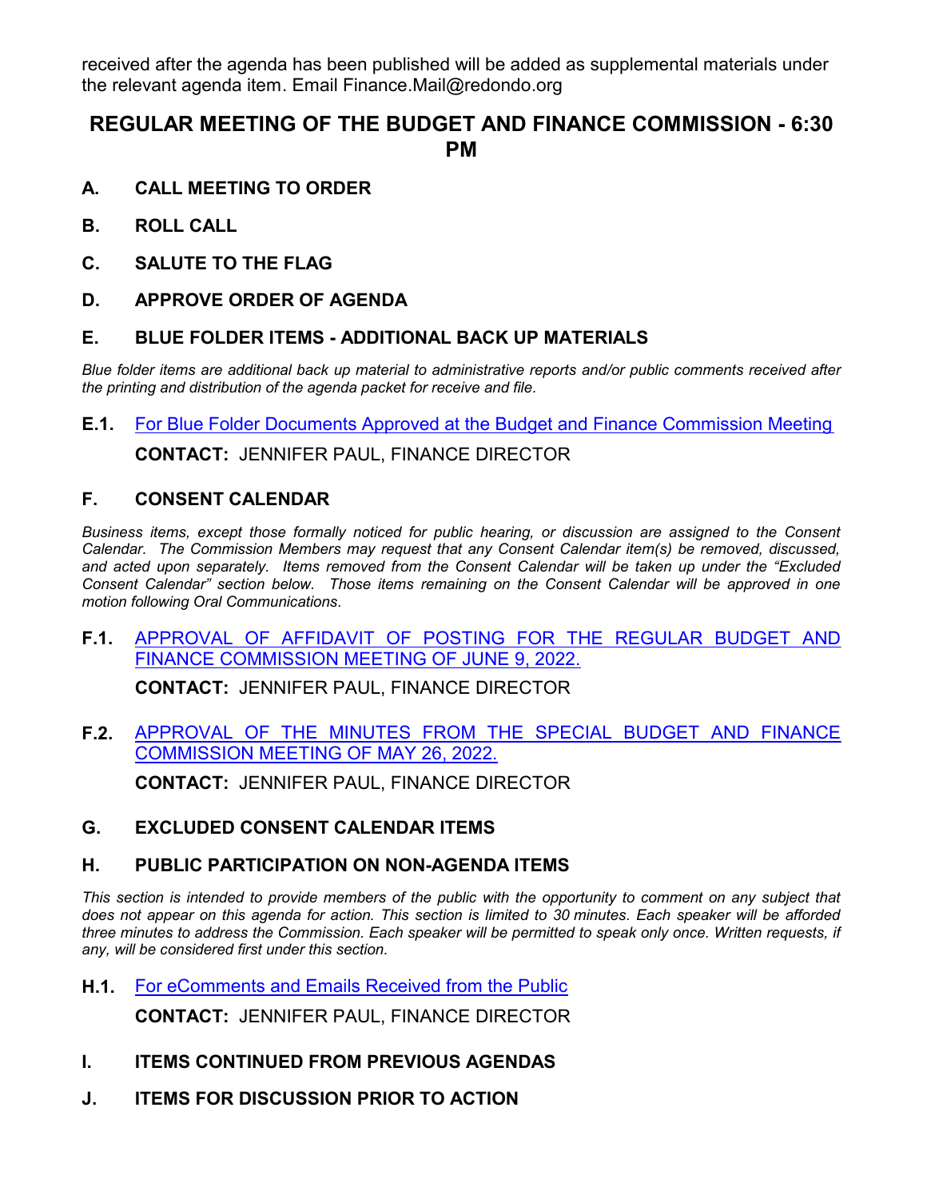received after the agenda has been published will be added as supplemental materials under the relevant agenda item. Email Finance.Mail@redondo.org

## REGULAR MEETING OF THE BUDGET AND FINANCE COMMISSION - 6:30 PM

**A. CALL MEETING TO ORDER**

**B. ROLL CALL**

**C. SALUTE TO THE FLAG**

**D. APPROVE ORDER OF AGENDA**

**E. BLUE FOLDER ITEMS - ADDITIONAL BACK UP MATERIALS**

*Blue folder items are additional back up material to administrative reports and/or public comments received after the printing and distribution of the agenda packet for receive and file.*

**E.1.** For Blue Folder Documents Approved at the Budget and Finance Commission Meeting

**CONTACT:** JENNIFER PAUL, FINANCE DIRECTOR

**F. CONSENT CALENDAR**

*Business items, except those formally noticed for public hearing, or discussion are assigned to the Consent Calendar. The Commission Members may request that any Consent Calendar item(s) be removed, discussed, and acted upon separately. Items removed from the Consent Calendar will be taken up under the "Excluded Consent Calendar" section below. Those items remaining on the Consent Calendar will be approved in one motion following Oral Communications.*

**F.1.** APPROVAL OF AFFIDAVIT OF POSTING FOR THE REGULAR BUDGET AND FINANCE COMMISSION MEETING OF JUNE 9, 2022.

**CONTACT:** JENNIFER PAUL, FINANCE DIRECTOR

**F.2.** APPROVAL OF THE MINUTES FROM THE SPECIAL BUDGET AND FINANCE COMMISSION MEETING OF MAY 26, 2022.

**CONTACT:** JENNIFER PAUL, FINANCE DIRECTOR

**G. EXCLUDED CONSENT CALENDAR ITEMS**

**H. PUBLIC PARTICIPATION ON NON-AGENDA ITEMS**

*This section is intended to provide members of the public with the opportunity to comment on any subject that does not appear on this agenda for action. This section is limited to 30 minutes. Each speaker will be afforded three minutes to address the Commission. Each speaker will be permitted to speak only once. Written requests, if any, will be considered first under this section.*

**H.1.** For eComments and Emails Received from the Public

**CONTACT:** JENNIFER PAUL, FINANCE DIRECTOR

**I. ITEMS CONTINUED FROM PREVIOUS AGENDAS**

**J. ITEMS FOR DISCUSSION PRIOR TO ACTION**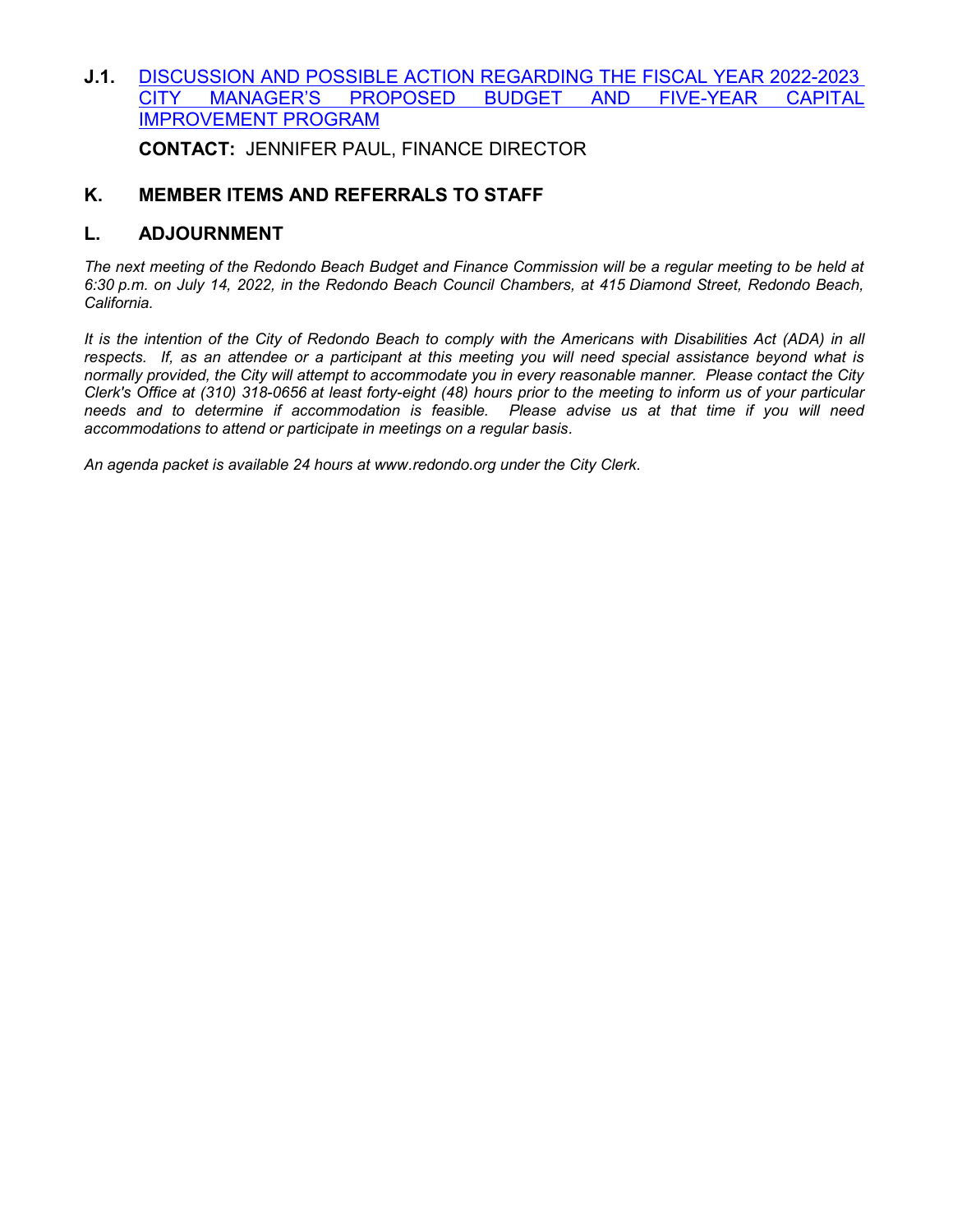**J.1.** DISCUSSION AND POSSIBLE ACTION REGARDING THE FISCAL YEAR 2022-2023 CITY MANAGER'S PROPOSED BUDGET AND FIVE-YEAR CAPITAL IMPROVEMENT PROGRAM

**CONTACT:** JENNIFER PAUL, FINANCE DIRECTOR

## K. MEMBER ITEMS AND REFERRALS TO STAFF

## L. ADJOURNMENT

*The next meeting of the Redondo Beach Budget and Finance Commission will be a regular meeting to be held at 6:30 p.m. on July 14, 2022, in the Redondo Beach Council Chambers, at 415 Diamond Street, Redondo Beach, California.*

*It is the intention of the City of Redondo Beach to comply with the Americans with Disabilities Act (ADA) in all respects. If, as an attendee or a participant at this meeting you will need special assistance beyond what is normally provided, the City will attempt to accommodate you in every reasonable manner. Please contact the City Clerk's Office at (310) 318-0656 at least forty-eight (48) hours prior to the meeting to inform us of your particular needs and to determine if accommodation is feasible. Please advise us at that time if you will need accommodations to attend or participate in meetings on a regular basis.*

*An agenda packet is available 24 hours at www.redondo.org under the City Clerk.*